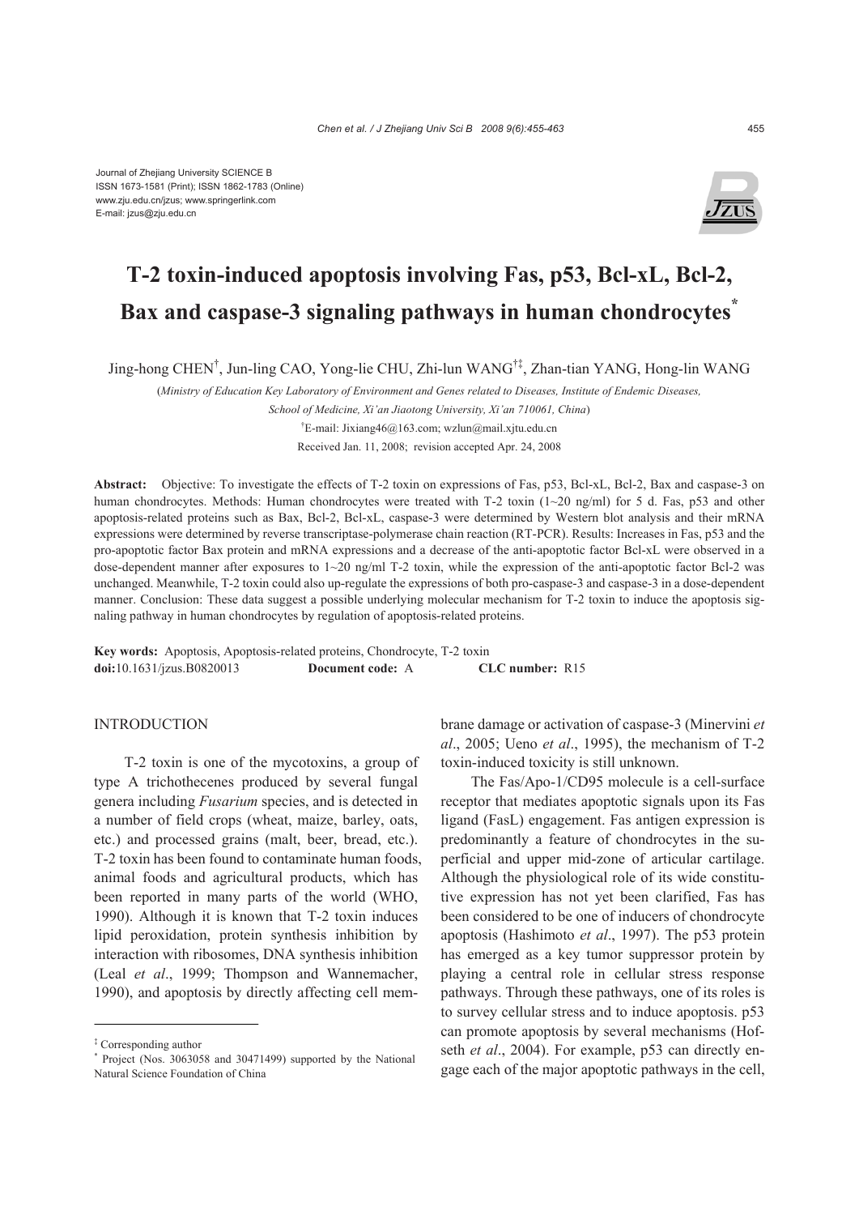Journal of Zhejiang University SCIENCE B
ISSN 1673-1581 (Print); ISSN 1862-1783 (Online)
www.zju.edu.cn/jzus; www.springerlink.com
E-mail: jzus@zju.edu.cn

# T-2 toxin-induced apoptosis involving Fas, p53, Bcl-xL, Bcl-2, Bax and caspase-3 signaling pathways in human chondrocytes[*]

Jing-hong CHEN[†], Jun-ling CAO, Yong-lie CHU, Zhi-lun WANG[†‡], Zhan-tian YANG, Hong-lin WANG

(*Ministry of Education Key Laboratory of Environment and Genes related to Diseases, Institute of Endemic Diseases, School of Medicine, Xi'an Jiaotong University, Xi'an 710061, China*)

[†]E-mail: Jixiang46@163.com; wzlun@mail.xjtu.edu.cn

Received Jan. 11, 2008; revision accepted Apr. 24, 2008

**Abstract:** Objective: To investigate the effects of T-2 toxin on expressions of Fas, p53, Bcl-xL, Bcl-2, Bax and caspase-3 on human chondrocytes. Methods: Human chondrocytes were treated with T-2 toxin (1~20 ng/ml) for 5 d. Fas, p53 and other apoptosis-related proteins such as Bax, Bcl-2, Bcl-xL, caspase-3 were determined by Western blot analysis and their mRNA expressions were determined by reverse transcriptase-polymerase chain reaction (RT-PCR). Results: Increases in Fas, p53 and the pro-apoptotic factor Bax protein and mRNA expressions and a decrease of the anti-apoptotic factor Bcl-xL were observed in a dose-dependent manner after exposures to 1~20 ng/ml T-2 toxin, while the expression of the anti-apoptotic factor Bcl-2 was unchanged. Meanwhile, T-2 toxin could also up-regulate the expressions of both pro-caspase-3 and caspase-3 in a dose-dependent manner. Conclusion: These data suggest a possible underlying molecular mechanism for T-2 toxin to induce the apoptosis signaling pathway in human chondrocytes by regulation of apoptosis-related proteins.

**Key words:** Apoptosis, Apoptosis-related proteins, Chondrocyte, T-2 toxin
**doi:**10.1631/jzus.B0820013 **Document code:** A **CLC number:** R15

## INTRODUCTION

T-2 toxin is one of the mycotoxins, a group of type A trichothecenes produced by several fungal genera including *Fusarium* species, and is detected in a number of field crops (wheat, maize, barley, oats, etc.) and processed grains (malt, beer, bread, etc.). T-2 toxin has been found to contaminate human foods, animal foods and agricultural products, which has been reported in many parts of the world (WHO, 1990). Although it is known that T-2 toxin induces lipid peroxidation, protein synthesis inhibition by interaction with ribosomes, DNA synthesis inhibition (Leal *et al*., 1999; Thompson and Wannemacher, 1990), and apoptosis by directly affecting cell membrane damage or activation of caspase-3 (Minervini *et al*., 2005; Ueno *et al*., 1995), the mechanism of T-2 toxin-induced toxicity is still unknown.

The Fas/Apo-1/CD95 molecule is a cell-surface receptor that mediates apoptotic signals upon its Fas ligand (FasL) engagement. Fas antigen expression is predominantly a feature of chondrocytes in the superficial and upper mid-zone of articular cartilage. Although the physiological role of its wide constitutive expression has not yet been clarified, Fas has been considered to be one of inducers of chondrocyte apoptosis (Hashimoto *et al*., 1997). The p53 protein has emerged as a key tumor suppressor protein by playing a central role in cellular stress response pathways. Through these pathways, one of its roles is to survey cellular stress and to induce apoptosis. p53 can promote apoptosis by several mechanisms (Hofseth *et al*., 2004). For example, p53 can directly engage each of the major apoptotic pathways in the cell,

---

[‡] Corresponding author
[*] Project (Nos. 3063058 and 30471499) supported by the National Natural Science Foundation of China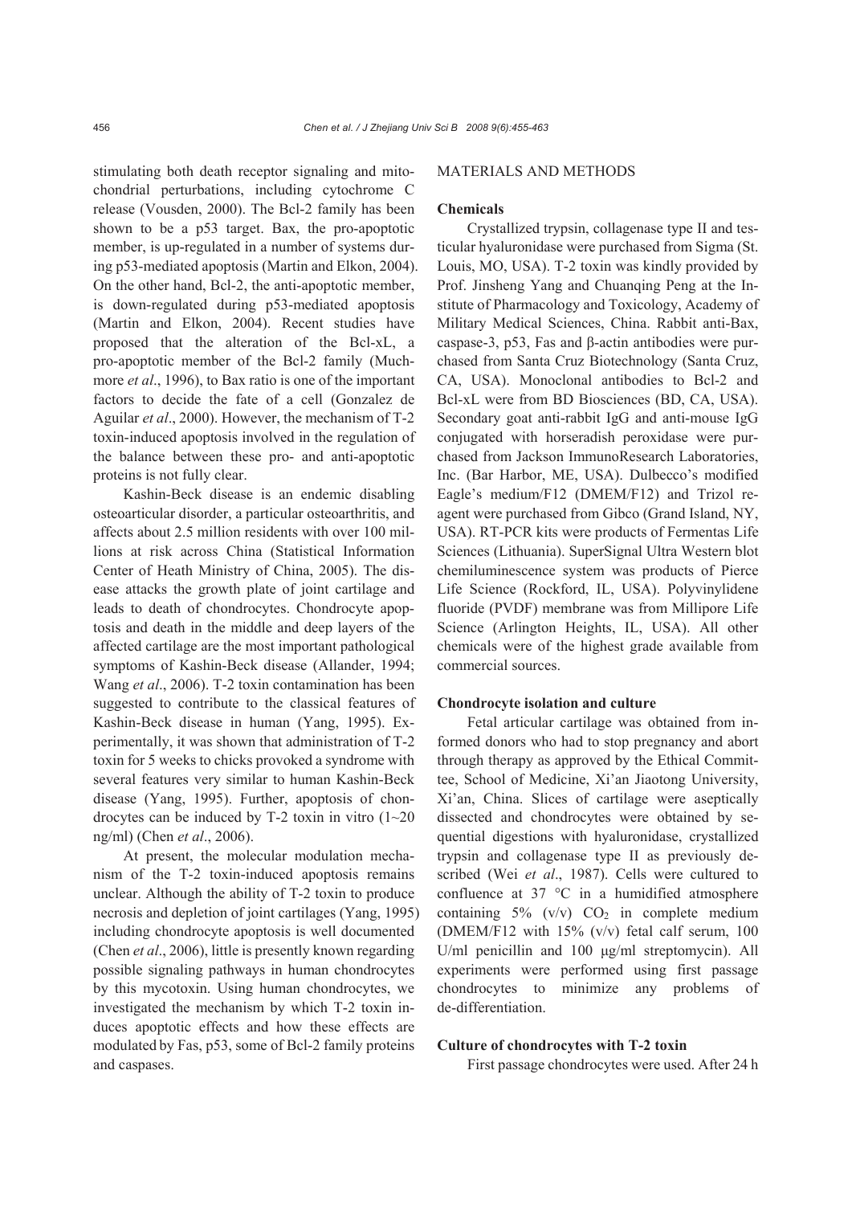stimulating both death receptor signaling and mitochondrial perturbations, including cytochrome C release (Vousden, 2000). The Bcl-2 family has been shown to be a p53 target. Bax, the pro-apoptotic member, is up-regulated in a number of systems during p53-mediated apoptosis (Martin and Elkon, 2004). On the other hand, Bcl-2, the anti-apoptotic member, is down-regulated during p53-mediated apoptosis (Martin and Elkon, 2004). Recent studies have proposed that the alteration of the Bcl-xL, a pro-apoptotic member of the Bcl-2 family (Muchmore *et al*., 1996), to Bax ratio is one of the important factors to decide the fate of a cell (Gonzalez de Aguilar *et al*., 2000). However, the mechanism of T-2 toxin-induced apoptosis involved in the regulation of the balance between these pro- and anti-apoptotic proteins is not fully clear.

Kashin-Beck disease is an endemic disabling osteoarticular disorder, a particular osteoarthritis, and affects about 2.5 million residents with over 100 millions at risk across China (Statistical Information Center of Heath Ministry of China, 2005). The disease attacks the growth plate of joint cartilage and leads to death of chondrocytes. Chondrocyte apoptosis and death in the middle and deep layers of the affected cartilage are the most important pathological symptoms of Kashin-Beck disease (Allander, 1994; Wang *et al*., 2006). T-2 toxin contamination has been suggested to contribute to the classical features of Kashin-Beck disease in human (Yang, 1995). Experimentally, it was shown that administration of T-2 toxin for 5 weeks to chicks provoked a syndrome with several features very similar to human Kashin-Beck disease (Yang, 1995). Further, apoptosis of chondrocytes can be induced by T-2 toxin in vitro (1~20 ng/ml) (Chen *et al*., 2006).

At present, the molecular modulation mechanism of the T-2 toxin-induced apoptosis remains unclear. Although the ability of T-2 toxin to produce necrosis and depletion of joint cartilages (Yang, 1995) including chondrocyte apoptosis is well documented (Chen *et al*., 2006), little is presently known regarding possible signaling pathways in human chondrocytes by this mycotoxin. Using human chondrocytes, we investigated the mechanism by which T-2 toxin induces apoptotic effects and how these effects are modulated by Fas, p53, some of Bcl-2 family proteins and caspases.

## MATERIALS AND METHODS

### Chemicals

Crystallized trypsin, collagenase type II and testicular hyaluronidase were purchased from Sigma (St. Louis, MO, USA). T-2 toxin was kindly provided by Prof. Jinsheng Yang and Chuanqing Peng at the Institute of Pharmacology and Toxicology, Academy of Military Medical Sciences, China. Rabbit anti-Bax, caspase-3, p53, Fas and β-actin antibodies were purchased from Santa Cruz Biotechnology (Santa Cruz, CA, USA). Monoclonal antibodies to Bcl-2 and Bcl-xL were from BD Biosciences (BD, CA, USA). Secondary goat anti-rabbit IgG and anti-mouse IgG conjugated with horseradish peroxidase were purchased from Jackson ImmunoResearch Laboratories, Inc. (Bar Harbor, ME, USA). Dulbecco's modified Eagle's medium/F12 (DMEM/F12) and Trizol reagent were purchased from Gibco (Grand Island, NY, USA). RT-PCR kits were products of Fermentas Life Sciences (Lithuania). SuperSignal Ultra Western blot chemiluminescence system was products of Pierce Life Science (Rockford, IL, USA). Polyvinylidene fluoride (PVDF) membrane was from Millipore Life Science (Arlington Heights, IL, USA). All other chemicals were of the highest grade available from commercial sources.

### Chondrocyte isolation and culture

Fetal articular cartilage was obtained from informed donors who had to stop pregnancy and abort through therapy as approved by the Ethical Committee, School of Medicine, Xi'an Jiaotong University, Xi'an, China. Slices of cartilage were aseptically dissected and chondrocytes were obtained by sequential digestions with hyaluronidase, crystallized trypsin and collagenase type II as previously described (Wei *et al*., 1987). Cells were cultured to confluence at 37 °C in a humidified atmosphere containing 5% (v/v) $CO_2$ in complete medium (DMEM/F12 with 15% (v/v) fetal calf serum, 100 U/ml penicillin and 100 μg/ml streptomycin). All experiments were performed using first passage chondrocytes to minimize any problems of de-differentiation.

### Culture of chondrocytes with T-2 toxin

First passage chondrocytes were used. After 24 h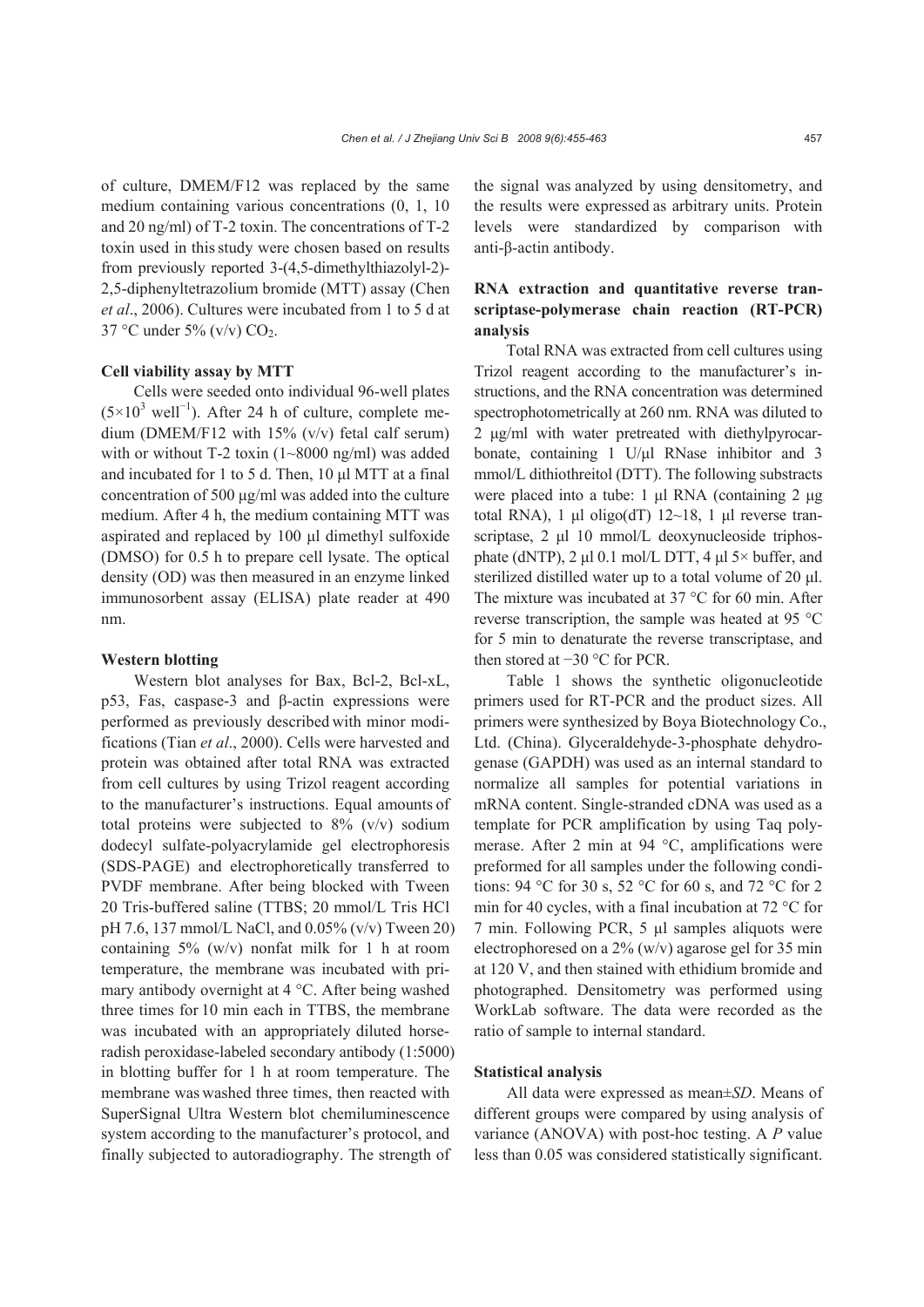of culture, DMEM/F12 was replaced by the same medium containing various concentrations (0, 1, 10 and 20 ng/ml) of T-2 toxin. The concentrations of T-2 toxin used in this study were chosen based on results from previously reported 3-(4,5-dimethylthiazolyl-2)-2,5-diphenyltetrazolium bromide (MTT) assay (Chen *et al*., 2006). Cultures were incubated from 1 to 5 d at 37 °C under 5% (v/v) $CO_2$.

#### Cell viability assay by MTT

Cells were seeded onto individual 96-well plates ($5\times10^3$ well$^{-1}$). After 24 h of culture, complete medium (DMEM/F12 with 15% (v/v) fetal calf serum) with or without T-2 toxin (1~8000 ng/ml) was added and incubated for 1 to 5 d. Then, 10 μl MTT at a final concentration of 500 μg/ml was added into the culture medium. After 4 h, the medium containing MTT was aspirated and replaced by 100 μl dimethyl sulfoxide (DMSO) for 0.5 h to prepare cell lysate. The optical density (OD) was then measured in an enzyme linked immunosorbent assay (ELISA) plate reader at 490 nm.

#### Western blotting

Western blot analyses for Bax, Bcl-2, Bcl-xL, p53, Fas, caspase-3 and β-actin expressions were performed as previously described with minor modifications (Tian *et al*., 2000). Cells were harvested and protein was obtained after total RNA was extracted from cell cultures by using Trizol reagent according to the manufacturer's instructions. Equal amounts of total proteins were subjected to 8% (v/v) sodium dodecyl sulfate-polyacrylamide gel electrophoresis (SDS-PAGE) and electrophoretically transferred to PVDF membrane. After being blocked with Tween 20 Tris-buffered saline (TTBS; 20 mmol/L Tris HCl pH 7.6, 137 mmol/L NaCl, and 0.05% (v/v) Tween 20) containing 5% (w/v) nonfat milk for 1 h at room temperature, the membrane was incubated with primary antibody overnight at 4 °C. After being washed three times for 10 min each in TTBS, the membrane was incubated with an appropriately diluted horseradish peroxidase-labeled secondary antibody (1:5000) in blotting buffer for 1 h at room temperature. The membrane was washed three times, then reacted with SuperSignal Ultra Western blot chemiluminescence system according to the manufacturer's protocol, and finally subjected to autoradiography. The strength of the signal was analyzed by using densitometry, and the results were expressed as arbitrary units. Protein levels were standardized by comparison with anti-β-actin antibody.

#### RNA extraction and quantitative reverse transcriptase-polymerase chain reaction (RT-PCR) analysis

Total RNA was extracted from cell cultures using Trizol reagent according to the manufacturer's instructions, and the RNA concentration was determined spectrophotometrically at 260 nm. RNA was diluted to 2 μg/ml with water pretreated with diethylpyrocarbonate, containing 1 U/μl RNase inhibitor and 3 mmol/L dithiothreitol (DTT). The following substracts were placed into a tube: 1 μl RNA (containing 2 μg total RNA), 1 μl oligo(dT) 12~18, 1 μl reverse transcriptase, 2 μl 10 mmol/L deoxynucleoside triphosphate (dNTP), 2 μl 0.1 mol/L DTT, 4 μl 5× buffer, and sterilized distilled water up to a total volume of 20 μl. The mixture was incubated at 37 °C for 60 min. After reverse transcription, the sample was heated at 95 °C for 5 min to denaturate the reverse transcriptase, and then stored at −30 °C for PCR.

Table 1 shows the synthetic oligonucleotide primers used for RT-PCR and the product sizes. All primers were synthesized by Boya Biotechnology Co., Ltd. (China). Glyceraldehyde-3-phosphate dehydrogenase (GAPDH) was used as an internal standard to normalize all samples for potential variations in mRNA content. Single-stranded cDNA was used as a template for PCR amplification by using Taq polymerase. After 2 min at 94 °C, amplifications were preformed for all samples under the following conditions: 94 °C for 30 s, 52 °C for 60 s, and 72 °C for 2 min for 40 cycles, with a final incubation at 72 °C for 7 min. Following PCR, 5 μl samples aliquots were electrophoresed on a 2% (w/v) agarose gel for 35 min at 120 V, and then stained with ethidium bromide and photographed. Densitometry was performed using WorkLab software. The data were recorded as the ratio of sample to internal standard.

#### Statistical analysis

All data were expressed as mean±*SD*. Means of different groups were compared by using analysis of variance (ANOVA) with post-hoc testing. A *P* value less than 0.05 was considered statistically significant.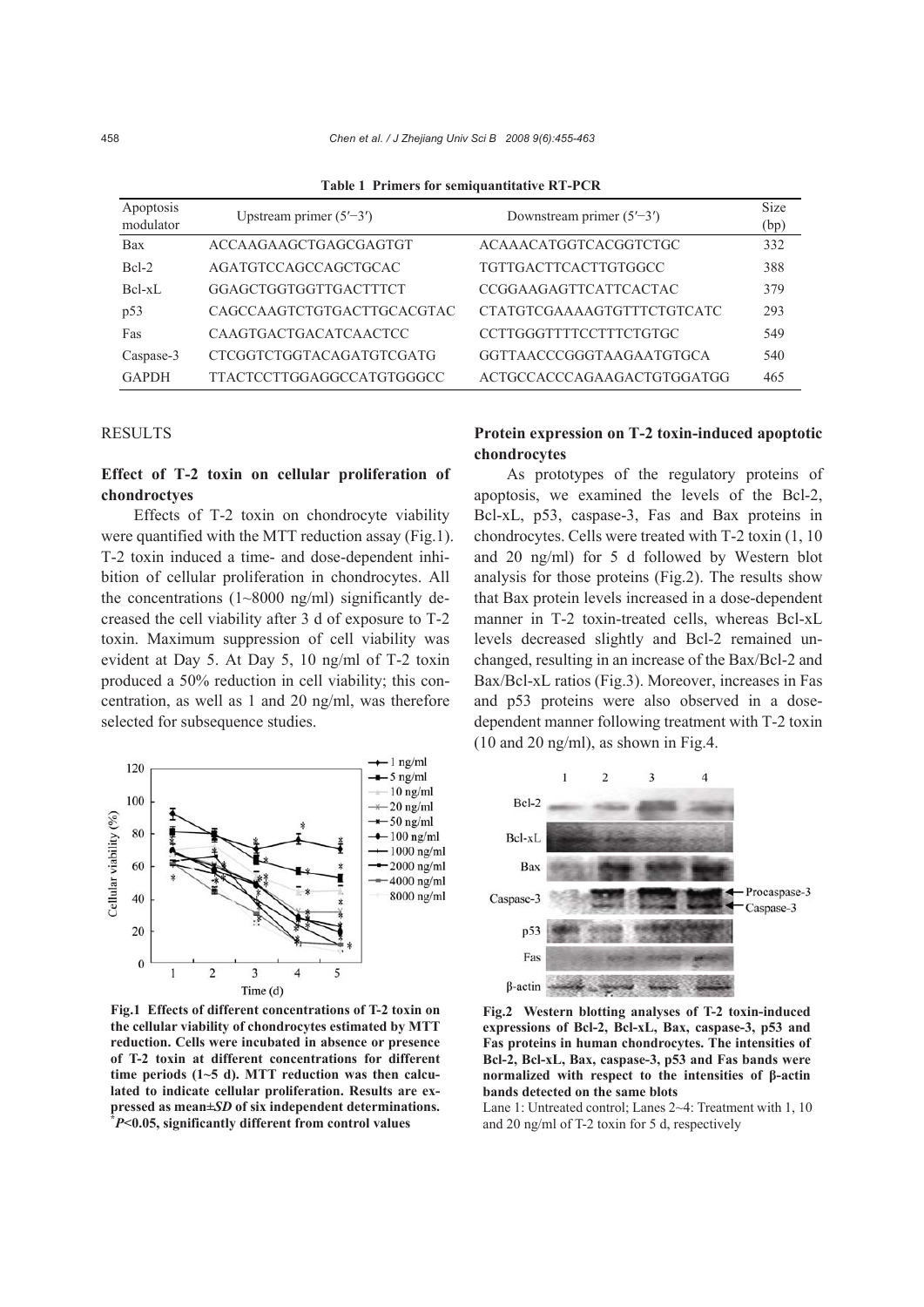**Table 1 Primers for semiquantitative RT-PCR**

| Apoptosis modulator | Upstream primer (5′−3′) | Downstream primer (5′−3′) | Size (bp) |
|---|---|---|---|
| Bax | ACCAAGAAGCTGAGCGAGTGT | ACAAACATGGTCACGGTCTGC | 332 |
| Bcl-2 | AGATGTCCAGCCAGCTGCAC | TGTTGACTTCACTTGTGGCC | 388 |
| Bcl-xL | GGAGCTGGTGGTTGACTTTCT | CCGGAAGAGTTCATTCACTAC | 379 |
| p53 | CAGCCAAGTCTGTGACTTGCACGTAC | CTATGTCGAAAAGTGTTTCTGTCATC | 293 |
| Fas | CAAGTGACTGACATCAACTCC | CCTTGGGTTTTCCTTTCTGTGC | 549 |
| Caspase-3 | CTCGGTCTGGTACAGATGTCGATG | GGTTAACCCGGGTAAGAATGTGCA | 540 |
| GAPDH | TTACTCCTTGGAGGCCATGTGGGCC | ACTGCCACCCAGAAGACTGTGGATGG | 465 |

## RESULTS

### Effect of T-2 toxin on cellular proliferation of chondroctyes

Effects of T-2 toxin on chondrocyte viability were quantified with the MTT reduction assay (Fig.1). T-2 toxin induced a time- and dose-dependent inhibition of cellular proliferation in chondrocytes. All the concentrations (1~8000 ng/ml) significantly decreased the cell viability after 3 d of exposure to T-2 toxin. Maximum suppression of cell viability was evident at Day 5. At Day 5, 10 ng/ml of T-2 toxin produced a 50% reduction in cell viability; this concentration, as well as 1 and 20 ng/ml, was therefore selected for subsequence studies.

**Fig.1 Effects of different concentrations of T-2 toxin on the cellular viability of chondrocytes estimated by MTT reduction. Cells were incubated in absence or presence of T-2 toxin at different concentrations for different time periods (1~5 d). MTT reduction was then calculated to indicate cellular proliferation. Results are expressed as mean±*SD* of six independent determinations. \****P*<0.05, significantly different from control values**

### Protein expression on T-2 toxin-induced apoptotic chondrocytes

As prototypes of the regulatory proteins of apoptosis, we examined the levels of the Bcl-2, Bcl-xL, p53, caspase-3, Fas and Bax proteins in chondrocytes. Cells were treated with T-2 toxin (1, 10 and 20 ng/ml) for 5 d followed by Western blot analysis for those proteins (Fig.2). The results show that Bax protein levels increased in a dose-dependent manner in T-2 toxin-treated cells, whereas Bcl-xL levels decreased slightly and Bcl-2 remained unchanged, resulting in an increase of the Bax/Bcl-2 and Bax/Bcl-xL ratios (Fig.3). Moreover, increases in Fas and p53 proteins were also observed in a dose-dependent manner following treatment with T-2 toxin (10 and 20 ng/ml), as shown in Fig.4.

**Fig.2 Western blotting analyses of T-2 toxin-induced expressions of Bcl-2, Bcl-xL, Bax, caspase-3, p53 and Fas proteins in human chondrocytes. The intensities of Bcl-2, Bcl-xL, Bax, caspase-3, p53 and Fas bands were normalized with respect to the intensities of β-actin bands detected on the same blots**

Lane 1: Untreated control; Lanes 2~4: Treatment with 1, 10 and 20 ng/ml of T-2 toxin for 5 d, respectively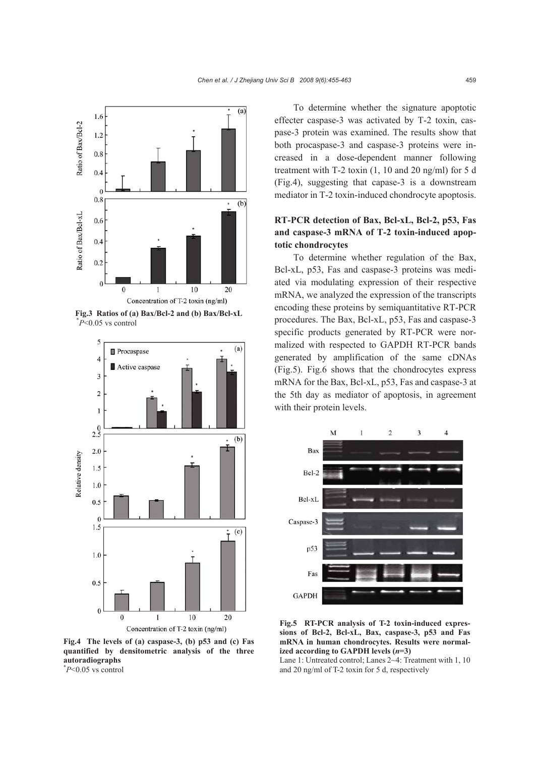Fig.3 Ratios of (a) Bax/Bcl-2 and (b) Bax/Bcl-xL
$^*P<0.05$ vs control

Fig.4 The levels of (a) caspase-3, (b) p53 and (c) Fas quantified by densitometric analysis of the three autoradiographs
$^*P<0.05$ vs control

To determine whether the signature apoptotic effecter caspase-3 was activated by T-2 toxin, caspase-3 protein was examined. The results show that both procaspase-3 and caspase-3 proteins were increased in a dose-dependent manner following treatment with T-2 toxin (1, 10 and 20 ng/ml) for 5 d (Fig.4), suggesting that capase-3 is a downstream mediator in T-2 toxin-induced chondrocyte apoptosis.

### RT-PCR detection of Bax, Bcl-xL, Bcl-2, p53, Fas and caspase-3 mRNA of T-2 toxin-induced apoptotic chondrocytes

To determine whether regulation of the Bax, Bcl-xL, p53, Fas and caspase-3 proteins was mediated via modulating expression of their respective mRNA, we analyzed the expression of the transcripts encoding these proteins by semiquantitative RT-PCR procedures. The Bax, Bcl-xL, p53, Fas and caspase-3 specific products generated by RT-PCR were normalized with respected to GAPDH RT-PCR bands generated by amplification of the same cDNAs (Fig.5). Fig.6 shows that the chondrocytes express mRNA for the Bax, Bcl-xL, p53, Fas and caspase-3 at the 5th day as mediator of apoptosis, in agreement with their protein levels.

Fig.5 RT-PCR analysis of T-2 toxin-induced expressions of Bcl-2, Bcl-xL, Bax, caspase-3, p53 and Fas mRNA in human chondrocytes. Results were normalized according to GAPDH levels ($n$=3)
Lane 1: Untreated control; Lanes 2~4: Treatment with 1, 10 and 20 ng/ml of T-2 toxin for 5 d, respectively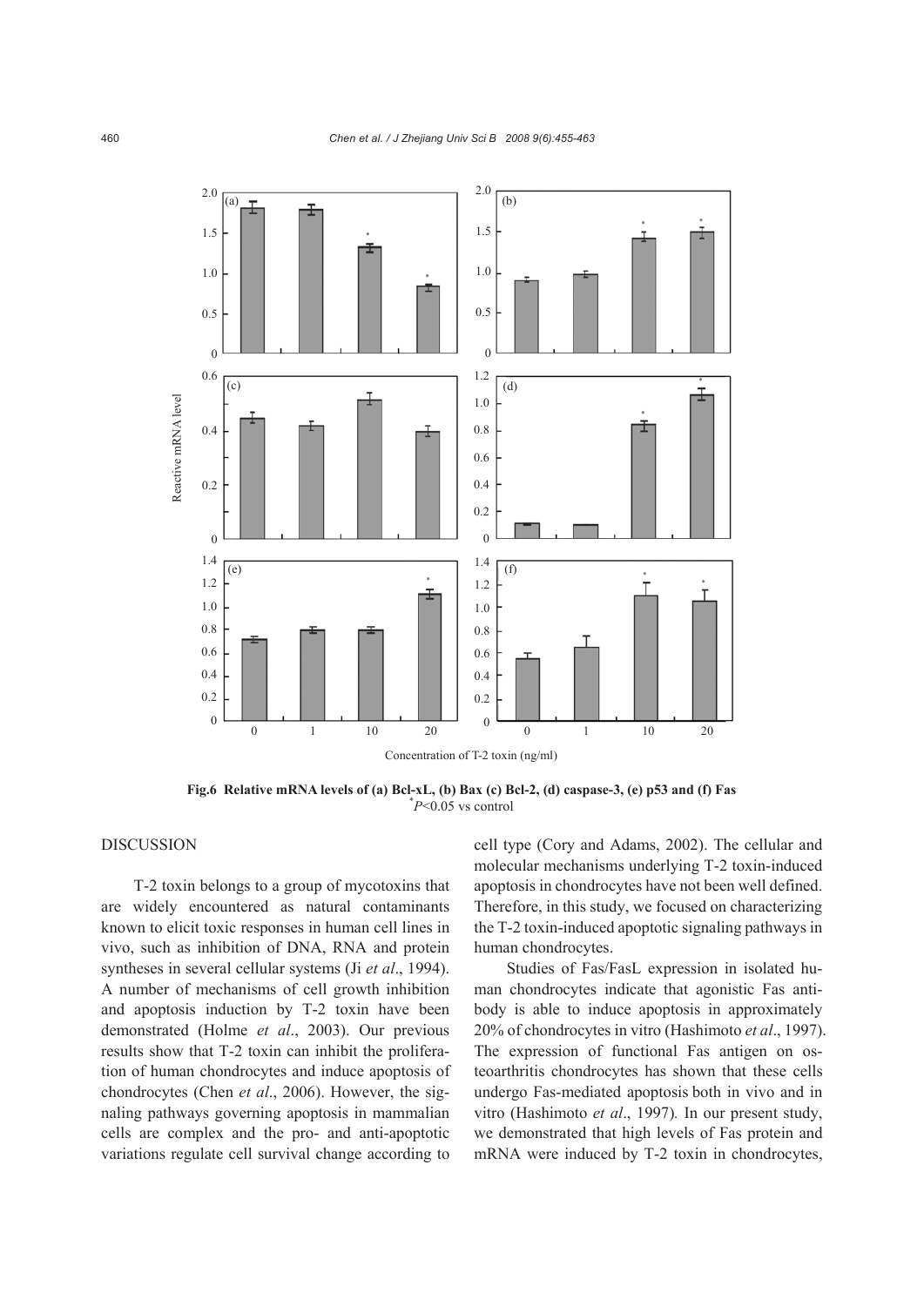Fig.6 Relative mRNA levels of (a) Bcl-xL, (b) Bax (c) Bcl-2, (d) caspase-3, (e) p53 and (f) Fas
$^{*}P<0.05$ vs control

## DISCUSSION

T-2 toxin belongs to a group of mycotoxins that are widely encountered as natural contaminants known to elicit toxic responses in human cell lines in vivo, such as inhibition of DNA, RNA and protein syntheses in several cellular systems (Ji *et al*., 1994). A number of mechanisms of cell growth inhibition and apoptosis induction by T-2 toxin have been demonstrated (Holme *et al*., 2003). Our previous results show that T-2 toxin can inhibit the proliferation of human chondrocytes and induce apoptosis of chondrocytes (Chen *et al*., 2006). However, the signaling pathways governing apoptosis in mammalian cells are complex and the pro- and anti-apoptotic variations regulate cell survival change according to cell type (Cory and Adams, 2002). The cellular and molecular mechanisms underlying T-2 toxin-induced apoptosis in chondrocytes have not been well defined. Therefore, in this study, we focused on characterizing the T-2 toxin-induced apoptotic signaling pathways in human chondrocytes.

Studies of Fas/FasL expression in isolated human chondrocytes indicate that agonistic Fas antibody is able to induce apoptosis in approximately 20% of chondrocytes in vitro (Hashimoto *et al*., 1997). The expression of functional Fas antigen on osteoarthritis chondrocytes has shown that these cells undergo Fas-mediated apoptosis both in vivo and in vitro (Hashimoto *et al*., 1997). In our present study, we demonstrated that high levels of Fas protein and mRNA were induced by T-2 toxin in chondrocytes,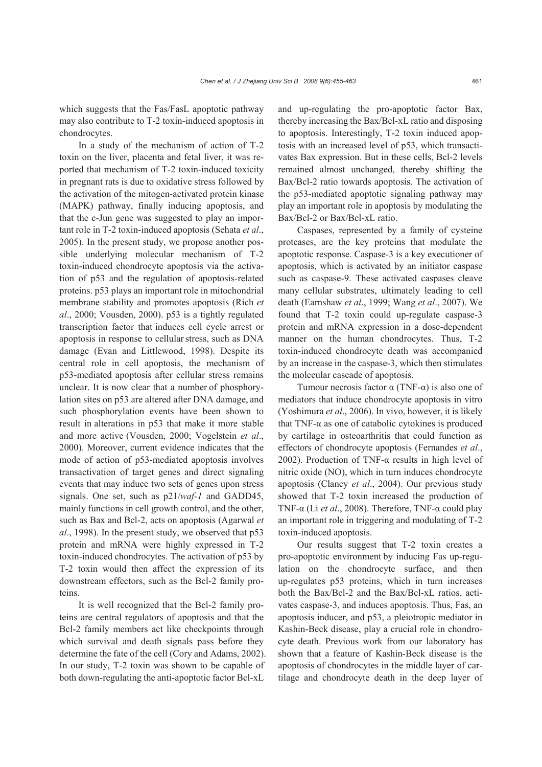which suggests that the Fas/FasL apoptotic pathway may also contribute to T-2 toxin-induced apoptosis in chondrocytes.

In a study of the mechanism of action of T-2 toxin on the liver, placenta and fetal liver, it was reported that mechanism of T-2 toxin-induced toxicity in pregnant rats is due to oxidative stress followed by the activation of the mitogen-activated protein kinase (MAPK) pathway, finally inducing apoptosis, and that the c-Jun gene was suggested to play an important role in T-2 toxin-induced apoptosis (Sehata *et al*., 2005). In the present study, we propose another possible underlying molecular mechanism of T-2 toxin-induced chondrocyte apoptosis via the activation of p53 and the regulation of apoptosis-related proteins. p53 plays an important role in mitochondrial membrane stability and promotes apoptosis (Rich *et al*., 2000; Vousden, 2000). p53 is a tightly regulated transcription factor that induces cell cycle arrest or apoptosis in response to cellular stress, such as DNA damage (Evan and Littlewood, 1998). Despite its central role in cell apoptosis, the mechanism of p53-mediated apoptosis after cellular stress remains unclear. It is now clear that a number of phosphorylation sites on p53 are altered after DNA damage, and such phosphorylation events have been shown to result in alterations in p53 that make it more stable and more active (Vousden, 2000; Vogelstein *et al*., 2000). Moreover, current evidence indicates that the mode of action of p53-mediated apoptosis involves transactivation of target genes and direct signaling events that may induce two sets of genes upon stress signals. One set, such as p21/*waf-1* and GADD45, mainly functions in cell growth control, and the other, such as Bax and Bcl-2, acts on apoptosis (Agarwal *et al*., 1998). In the present study, we observed that p53 protein and mRNA were highly expressed in T-2 toxin-induced chondrocytes. The activation of p53 by T-2 toxin would then affect the expression of its downstream effectors, such as the Bcl-2 family proteins.

It is well recognized that the Bcl-2 family proteins are central regulators of apoptosis and that the Bcl-2 family members act like checkpoints through which survival and death signals pass before they determine the fate of the cell (Cory and Adams, 2002). In our study, T-2 toxin was shown to be capable of both down-regulating the anti-apoptotic factor Bcl-xL and up-regulating the pro-apoptotic factor Bax, thereby increasing the Bax/Bcl-xL ratio and disposing to apoptosis. Interestingly, T-2 toxin induced apoptosis with an increased level of p53, which transactivates Bax expression. But in these cells, Bcl-2 levels remained almost unchanged, thereby shifting the Bax/Bcl-2 ratio towards apoptosis. The activation of the p53-mediated apoptotic signaling pathway may play an important role in apoptosis by modulating the Bax/Bcl-2 or Bax/Bcl-xL ratio.

Caspases, represented by a family of cysteine proteases, are the key proteins that modulate the apoptotic response. Caspase-3 is a key executioner of apoptosis, which is activated by an initiator caspase such as caspase-9. These activated caspases cleave many cellular substrates, ultimately leading to cell death (Earnshaw *et al*., 1999; Wang *et al*., 2007). We found that T-2 toxin could up-regulate caspase-3 protein and mRNA expression in a dose-dependent manner on the human chondrocytes. Thus, T-2 toxin-induced chondrocyte death was accompanied by an increase in the caspase-3, which then stimulates the molecular cascade of apoptosis.

Tumour necrosis factor α (TNF-α) is also one of mediators that induce chondrocyte apoptosis in vitro (Yoshimura *et al*., 2006). In vivo, however, it is likely that TNF-α as one of catabolic cytokines is produced by cartilage in osteoarthritis that could function as effectors of chondrocyte apoptosis (Fernandes *et al*., 2002). Production of TNF-α results in high level of nitric oxide (NO), which in turn induces chondrocyte apoptosis (Clancy *et al*., 2004). Our previous study showed that T-2 toxin increased the production of TNF-α (Li *et al*., 2008). Therefore, TNF-α could play an important role in triggering and modulating of T-2 toxin-induced apoptosis.

Our results suggest that T-2 toxin creates a pro-apoptotic environment by inducing Fas up-regulation on the chondrocyte surface, and then up-regulates p53 proteins, which in turn increases both the Bax/Bcl-2 and the Bax/Bcl-xL ratios, activates caspase-3, and induces apoptosis. Thus, Fas, an apoptosis inducer, and p53, a pleiotropic mediator in Kashin-Beck disease, play a crucial role in chondrocyte death. Previous work from our laboratory has shown that a feature of Kashin-Beck disease is the apoptosis of chondrocytes in the middle layer of cartilage and chondrocyte death in the deep layer of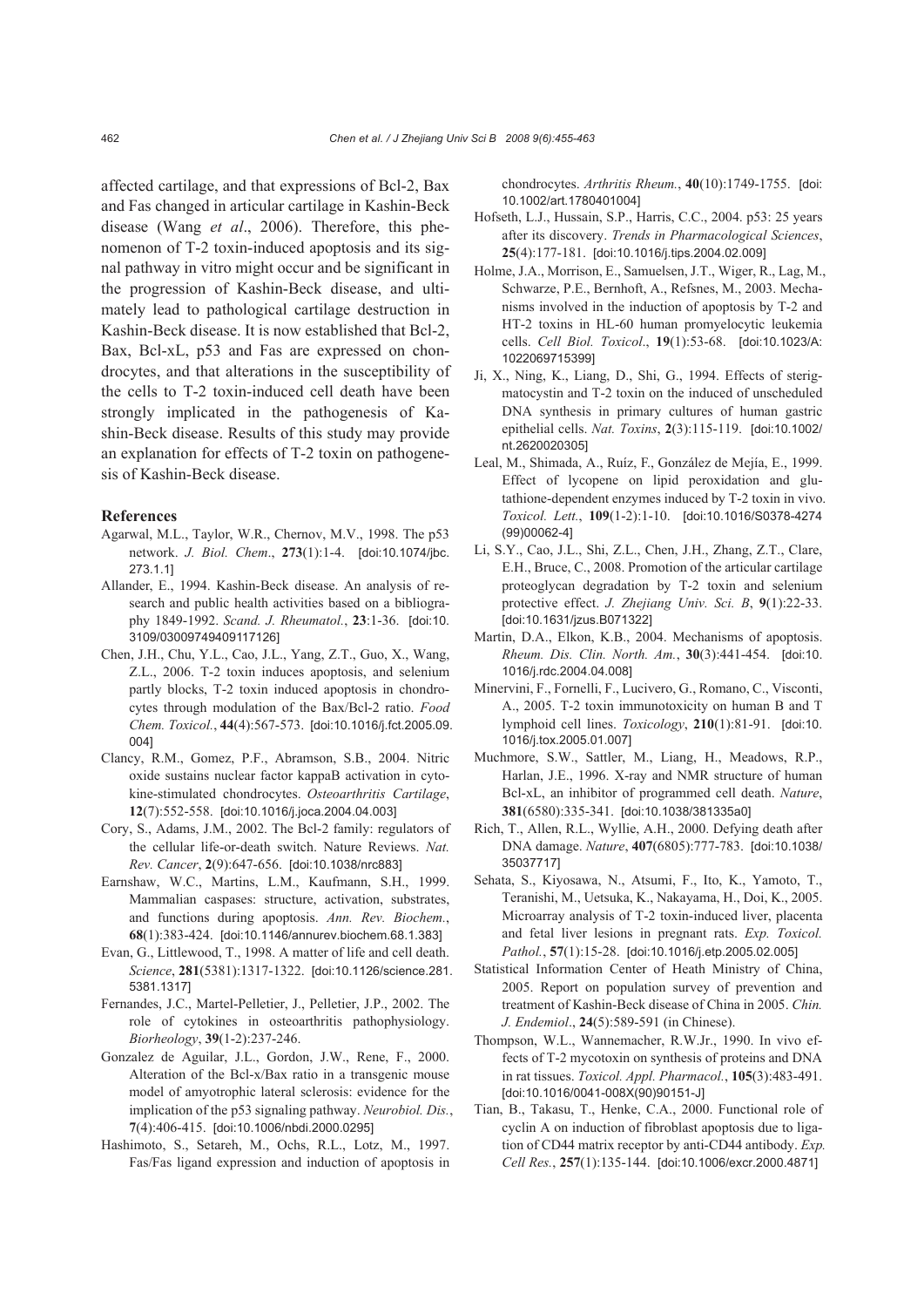affected cartilage, and that expressions of Bcl-2, Bax and Fas changed in articular cartilage in Kashin-Beck disease (Wang *et al*., 2006). Therefore, this phenomenon of T-2 toxin-induced apoptosis and its signal pathway in vitro might occur and be significant in the progression of Kashin-Beck disease, and ultimately lead to pathological cartilage destruction in Kashin-Beck disease. It is now established that Bcl-2, Bax, Bcl-xL, p53 and Fas are expressed on chondrocytes, and that alterations in the susceptibility of the cells to T-2 toxin-induced cell death have been strongly implicated in the pathogenesis of Kashin-Beck disease. Results of this study may provide an explanation for effects of T-2 toxin on pathogenesis of Kashin-Beck disease.

## References

Agarwal, M.L., Taylor, W.R., Chernov, M.V., 1998. The p53 network. *J. Biol. Chem*., **273**(1):1-4. [doi:10.1074/jbc.273.1.1]

Allander, E., 1994. Kashin-Beck disease. An analysis of research and public health activities based on a bibliography 1849-1992. *Scand. J. Rheumatol.*, **23**:1-36. [doi:10.3109/03009749409117126]

Chen, J.H., Chu, Y.L., Cao, J.L., Yang, Z.T., Guo, X., Wang, Z.L., 2006. T-2 toxin induces apoptosis, and selenium partly blocks, T-2 toxin induced apoptosis in chondrocytes through modulation of the Bax/Bcl-2 ratio. *Food Chem. Toxicol.*, **44**(4):567-573. [doi:10.1016/j.fct.2005.09.004]

Clancy, R.M., Gomez, P.F., Abramson, S.B., 2004. Nitric oxide sustains nuclear factor kappaB activation in cytokine-stimulated chondrocytes. *Osteoarthritis Cartilage*, **12**(7):552-558. [doi:10.1016/j.joca.2004.04.003]

Cory, S., Adams, J.M., 2002. The Bcl-2 family: regulators of the cellular life-or-death switch. Nature Reviews. *Nat. Rev. Cancer*, **2**(9):647-656. [doi:10.1038/nrc883]

Earnshaw, W.C., Martins, L.M., Kaufmann, S.H., 1999. Mammalian caspases: structure, activation, substrates, and functions during apoptosis. *Ann. Rev. Biochem.*, **68**(1):383-424. [doi:10.1146/annurev.biochem.68.1.383]

Evan, G., Littlewood, T., 1998. A matter of life and cell death. *Science*, **281**(5381):1317-1322. [doi:10.1126/science.281.5381.1317]

Fernandes, J.C., Martel-Pelletier, J., Pelletier, J.P., 2002. The role of cytokines in osteoarthritis pathophysiology. *Biorheology*, **39**(1-2):237-246.

Gonzalez de Aguilar, J.L., Gordon, J.W., Rene, F., 2000. Alteration of the Bcl-x/Bax ratio in a transgenic mouse model of amyotrophic lateral sclerosis: evidence for the implication of the p53 signaling pathway. *Neurobiol. Dis.*, **7**(4):406-415. [doi:10.1006/nbdi.2000.0295]

Hashimoto, S., Setareh, M., Ochs, R.L., Lotz, M., 1997. Fas/Fas ligand expression and induction of apoptosis in chondrocytes. *Arthritis Rheum.*, **40**(10):1749-1755. [doi:10.1002/art.1780401004]

Hofseth, L.J., Hussain, S.P., Harris, C.C., 2004. p53: 25 years after its discovery. *Trends in Pharmacological Sciences*, **25**(4):177-181. [doi:10.1016/j.tips.2004.02.009]

Holme, J.A., Morrison, E., Samuelsen, J.T., Wiger, R., Lag, M., Schwarze, P.E., Bernhoft, A., Refsnes, M., 2003. Mechanisms involved in the induction of apoptosis by T-2 and HT-2 toxins in HL-60 human promyelocytic leukemia cells. *Cell Biol. Toxicol*., **19**(1):53-68. [doi:10.1023/A:1022069715399]

Ji, X., Ning, K., Liang, D., Shi, G., 1994. Effects of sterigmatocystin and T-2 toxin on the induced of unscheduled DNA synthesis in primary cultures of human gastric epithelial cells. *Nat. Toxins*, **2**(3):115-119. [doi:10.1002/nt.2620020305]

Leal, M., Shimada, A., Ruíz, F., González de Mejía, E., 1999. Effect of lycopene on lipid peroxidation and glutathione-dependent enzymes induced by T-2 toxin in vivo. *Toxicol. Lett.*, **109**(1-2):1-10. [doi:10.1016/S0378-4274(99)00062-4]

Li, S.Y., Cao, J.L., Shi, Z.L., Chen, J.H., Zhang, Z.T., Clare, E.H., Bruce, C., 2008. Promotion of the articular cartilage proteoglycan degradation by T-2 toxin and selenium protective effect. *J. Zhejiang Univ. Sci. B*, **9**(1):22-33. [doi:10.1631/jzus.B071322]

Martin, D.A., Elkon, K.B., 2004. Mechanisms of apoptosis. *Rheum. Dis. Clin. North. Am.*, **30**(3):441-454. [doi:10.1016/j.rdc.2004.04.008]

Minervini, F., Fornelli, F., Lucivero, G., Romano, C., Visconti, A., 2005. T-2 toxin immunotoxicity on human B and T lymphoid cell lines. *Toxicology*, **210**(1):81-91. [doi:10.1016/j.tox.2005.01.007]

Muchmore, S.W., Sattler, M., Liang, H., Meadows, R.P., Harlan, J.E., 1996. X-ray and NMR structure of human Bcl-xL, an inhibitor of programmed cell death. *Nature*, **381**(6580):335-341. [doi:10.1038/381335a0]

Rich, T., Allen, R.L., Wyllie, A.H., 2000. Defying death after DNA damage. *Nature*, **407**(6805):777-783. [doi:10.1038/35037717]

Sehata, S., Kiyosawa, N., Atsumi, F., Ito, K., Yamoto, T., Teranishi, M., Uetsuka, K., Nakayama, H., Doi, K., 2005. Microarray analysis of T-2 toxin-induced liver, placenta and fetal liver lesions in pregnant rats. *Exp. Toxicol. Pathol.*, **57**(1):15-28. [doi:10.1016/j.etp.2005.02.005]

Statistical Information Center of Heath Ministry of China, 2005. Report on population survey of prevention and treatment of Kashin-Beck disease of China in 2005. *Chin. J. Endemiol*., **24**(5):589-591 (in Chinese).

Thompson, W.L., Wannemacher, R.W.Jr., 1990. In vivo effects of T-2 mycotoxin on synthesis of proteins and DNA in rat tissues. *Toxicol. Appl. Pharmacol.*, **105**(3):483-491. [doi:10.1016/0041-008X(90)90151-J]

Tian, B., Takasu, T., Henke, C.A., 2000. Functional role of cyclin A on induction of fibroblast apoptosis due to ligation of CD44 matrix receptor by anti-CD44 antibody. *Exp. Cell Res.*, **257**(1):135-144. [doi:10.1006/excr.2000.4871]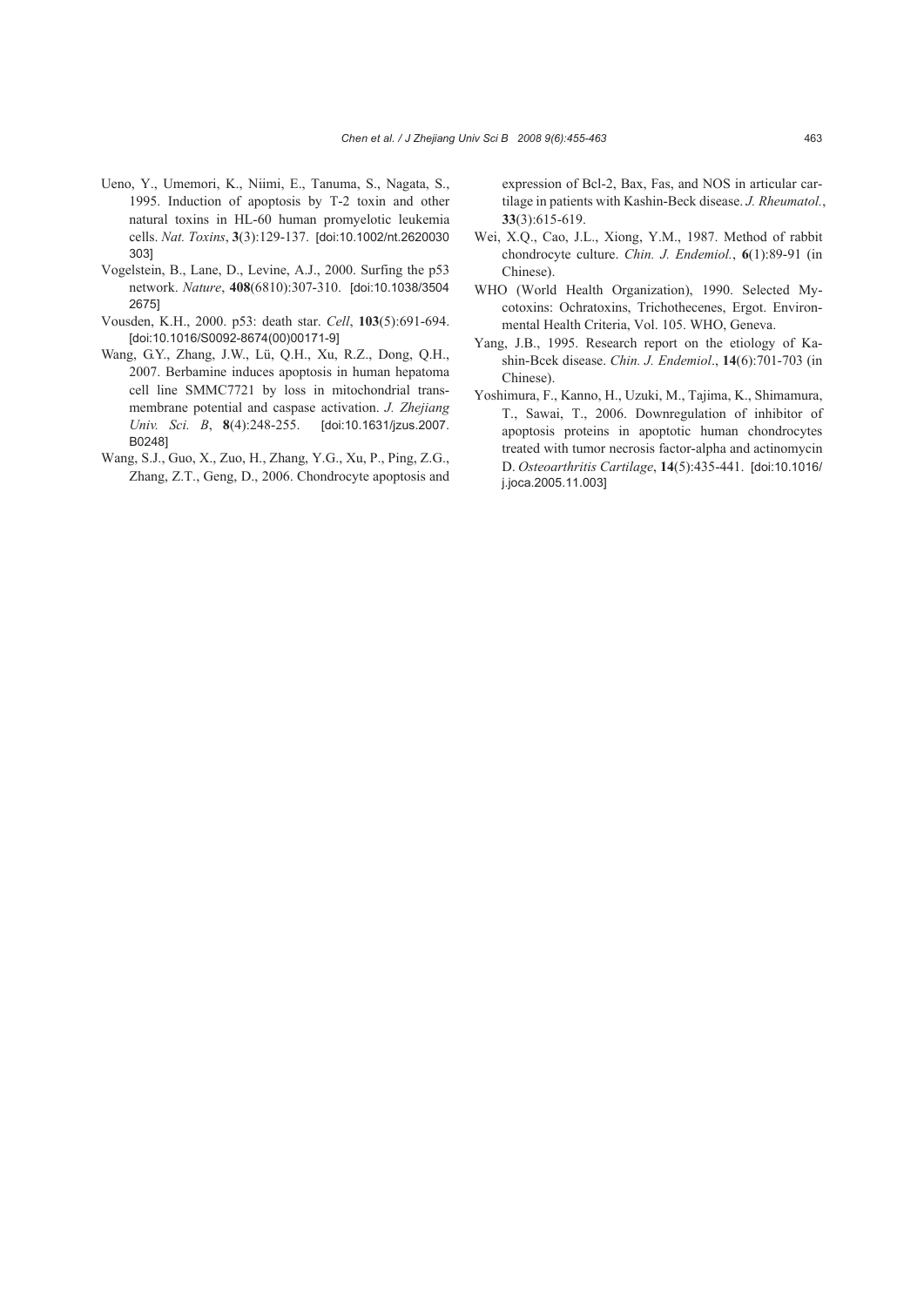Ueno, Y., Umemori, K., Niimi, E., Tanuma, S., Nagata, S., 1995. Induction of apoptosis by T-2 toxin and other natural toxins in HL-60 human promyelotic leukemia cells. *Nat. Toxins*, **3**(3):129-137. [doi:10.1002/nt.2620030303]

Vogelstein, B., Lane, D., Levine, A.J., 2000. Surfing the p53 network. *Nature*, **408**(6810):307-310. [doi:10.1038/35042675]

Vousden, K.H., 2000. p53: death star. *Cell*, **103**(5):691-694. [doi:10.1016/S0092-8674(00)00171-9]

Wang, G.Y., Zhang, J.W., Lü, Q.H., Xu, R.Z., Dong, Q.H., 2007. Berbamine induces apoptosis in human hepatoma cell line SMMC7721 by loss in mitochondrial transmembrane potential and caspase activation. *J. Zhejiang Univ. Sci. B*, **8**(4):248-255. [doi:10.1631/jzus.2007.B0248]

Wang, S.J., Guo, X., Zuo, H., Zhang, Y.G., Xu, P., Ping, Z.G., Zhang, Z.T., Geng, D., 2006. Chondrocyte apoptosis and expression of Bcl-2, Bax, Fas, and NOS in articular cartilage in patients with Kashin-Beck disease. *J. Rheumatol.*, **33**(3):615-619.

Wei, X.Q., Cao, J.L., Xiong, Y.M., 1987. Method of rabbit chondrocyte culture. *Chin. J. Endemiol.*, **6**(1):89-91 (in Chinese).

WHO (World Health Organization), 1990. Selected Mycotoxins: Ochratoxins, Trichothecenes, Ergot. Environmental Health Criteria, Vol. 105. WHO, Geneva.

Yang, J.B., 1995. Research report on the etiology of Kashin-Bcek disease. *Chin. J. Endemiol*., **14**(6):701-703 (in Chinese).

Yoshimura, F., Kanno, H., Uzuki, M., Tajima, K., Shimamura, T., Sawai, T., 2006. Downregulation of inhibitor of apoptosis proteins in apoptotic human chondrocytes treated with tumor necrosis factor-alpha and actinomycin D. *Osteoarthritis Cartilage*, **14**(5):435-441. [doi:10.1016/j.joca.2005.11.003]